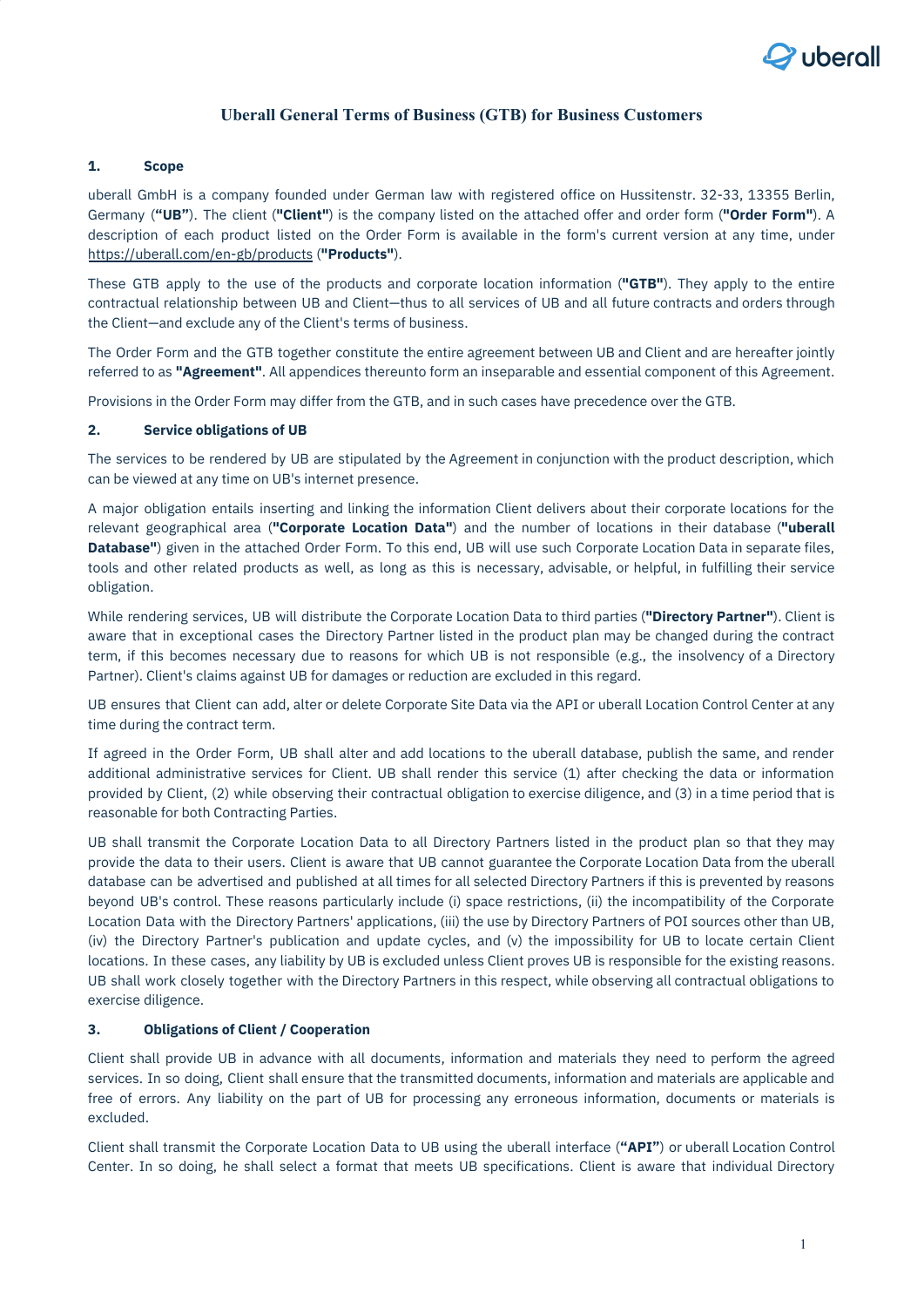# Uberall General Terms of Business (GTB) for Business Customers

## 1. Scope

uberall GmbH is a company founded under German law with registered office on Hussitenstr. 32-33, 13355 Berlin, Germany (**"UB"**). The client (**"Client"**) is the company listed on the attached offer and order form (**"Order Form"**). A description of each product listed on the Order Form is available in the form's current version at any time, under https://uberall.com/en-gb/products (**"Products"**).

These GTB apply to the use of the products and corporate location information (**"GTB"**). They apply to the entire contractual relationship between UB and Client—thus to all services of UB and all future contracts and orders through the Client—and exclude any of the Client's terms of business.

The Order Form and the GTB together constitute the entire agreement between UB and Client and are hereafter jointly referred to as **"Agreement"**. All appendices thereunto form an inseparable and essential component of this Agreement.

Provisions in the Order Form may differ from the GTB, and in such cases have precedence over the GTB.

## 2. Service obligations of UB

The services to be rendered by UB are stipulated by the Agreement in conjunction with the product description, which can be viewed at any time on UB's internet presence.

A major obligation entails inserting and linking the information Client delivers about their corporate locations for the relevant geographical area (**"Corporate Location Data"**) and the number of locations in their database (**"uberall Database"**) given in the attached Order Form. To this end, UB will use such Corporate Location Data in separate files, tools and other related products as well, as long as this is necessary, advisable, or helpful, in fulfilling their service obligation.

While rendering services, UB will distribute the Corporate Location Data to third parties (**"Directory Partner"**). Client is aware that in exceptional cases the Directory Partner listed in the product plan may be changed during the contract term, if this becomes necessary due to reasons for which UB is not responsible (e.g., the insolvency of a Directory Partner). Client's claims against UB for damages or reduction are excluded in this regard.

UB ensures that Client can add, alter or delete Corporate Site Data via the API or uberall Location Control Center at any time during the contract term.

If agreed in the Order Form, UB shall alter and add locations to the uberall database, publish the same, and render additional administrative services for Client. UB shall render this service (1) after checking the data or information provided by Client, (2) while observing their contractual obligation to exercise diligence, and (3) in a time period that is reasonable for both Contracting Parties.

UB shall transmit the Corporate Location Data to all Directory Partners listed in the product plan so that they may provide the data to their users. Client is aware that UB cannot guarantee the Corporate Location Data from the uberall database can be advertised and published at all times for all selected Directory Partners if this is prevented by reasons beyond UB's control. These reasons particularly include (i) space restrictions, (ii) the incompatibility of the Corporate Location Data with the Directory Partners' applications, (iii) the use by Directory Partners of POI sources other than UB, (iv) the Directory Partner's publication and update cycles, and (v) the impossibility for UB to locate certain Client locations. In these cases, any liability by UB is excluded unless Client proves UB is responsible for the existing reasons. UB shall work closely together with the Directory Partners in this respect, while observing all contractual obligations to exercise diligence.

## 3. Obligations of Client / Cooperation

Client shall provide UB in advance with all documents, information and materials they need to perform the agreed services. In so doing, Client shall ensure that the transmitted documents, information and materials are applicable and free of errors. Any liability on the part of UB for processing any erroneous information, documents or materials is excluded.

Client shall transmit the Corporate Location Data to UB using the uberall interface (**"API"**) or uberall Location Control Center. In so doing, he shall select a format that meets UB specifications. Client is aware that individual Directory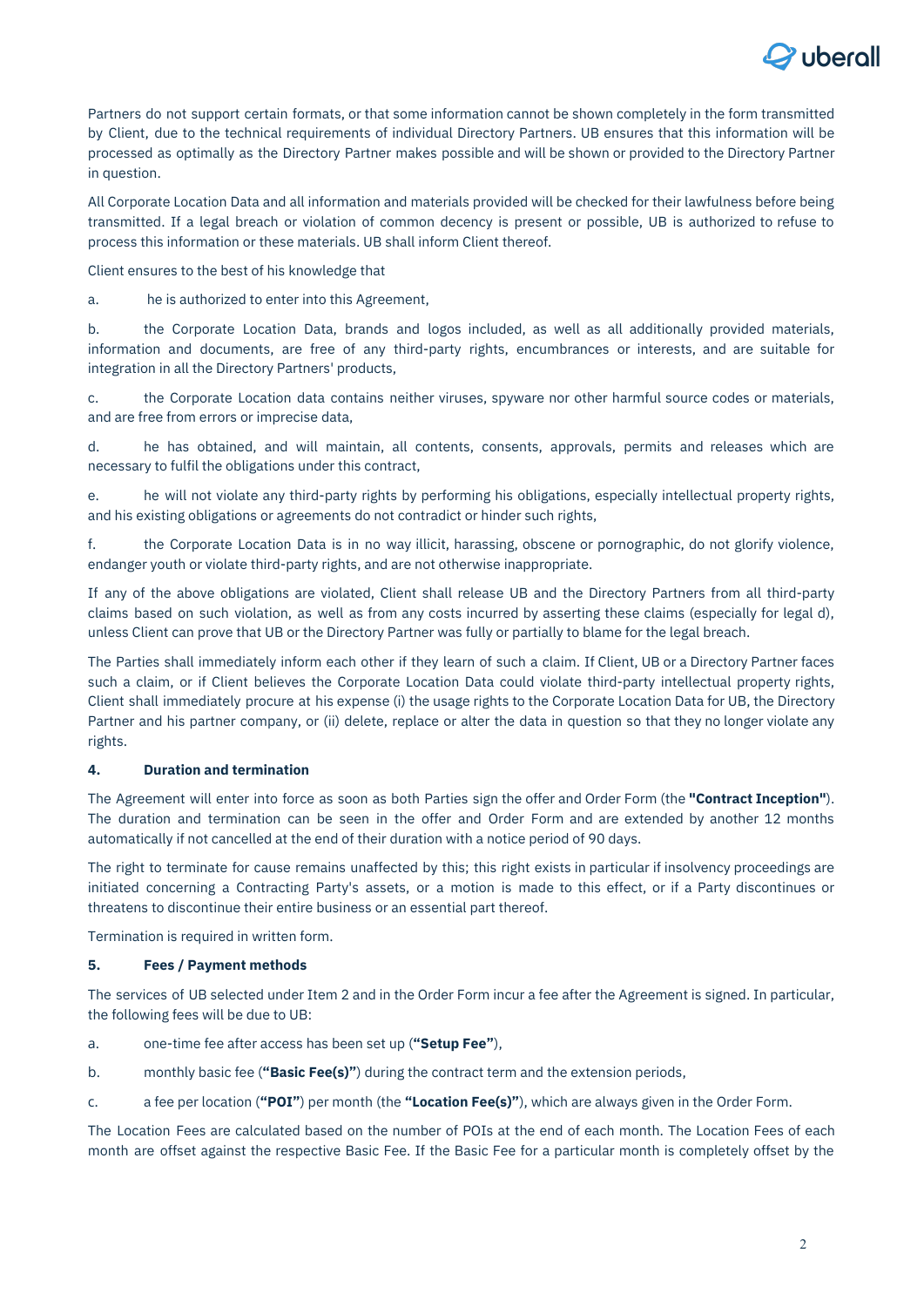Partners do not support certain formats, or that some information cannot be shown completely in the form transmitted by Client, due to the technical requirements of individual Directory Partners. UB ensures that this information will be processed as optimally as the Directory Partner makes possible and will be shown or provided to the Directory Partner in question.

All Corporate Location Data and all information and materials provided will be checked for their lawfulness before being transmitted. If a legal breach or violation of common decency is present or possible, UB is authorized to refuse to process this information or these materials. UB shall inform Client thereof.

Client ensures to the best of his knowledge that

a. he is authorized to enter into this Agreement,

b. the Corporate Location Data, brands and logos included, as well as all additionally provided materials, information and documents, are free of any third-party rights, encumbrances or interests, and are suitable for integration in all the Directory Partners' products,

c. the Corporate Location data contains neither viruses, spyware nor other harmful source codes or materials, and are free from errors or imprecise data,

d. he has obtained, and will maintain, all contents, consents, approvals, permits and releases which are necessary to fulfil the obligations under this contract,

e. he will not violate any third-party rights by performing his obligations, especially intellectual property rights, and his existing obligations or agreements do not contradict or hinder such rights,

f. the Corporate Location Data is in no way illicit, harassing, obscene or pornographic, do not glorify violence, endanger youth or violate third-party rights, and are not otherwise inappropriate.

If any of the above obligations are violated, Client shall release UB and the Directory Partners from all third-party claims based on such violation, as well as from any costs incurred by asserting these claims (especially for legal d), unless Client can prove that UB or the Directory Partner was fully or partially to blame for the legal breach.

The Parties shall immediately inform each other if they learn of such a claim. If Client, UB or a Directory Partner faces such a claim, or if Client believes the Corporate Location Data could violate third-party intellectual property rights, Client shall immediately procure at his expense (i) the usage rights to the Corporate Location Data for UB, the Directory Partner and his partner company, or (ii) delete, replace or alter the data in question so that they no longer violate any rights.

#### 4. Duration and termination

The Agreement will enter into force as soon as both Parties sign the offer and Order Form (the **"Contract Inception"**). The duration and termination can be seen in the offer and Order Form and are extended by another 12 months automatically if not cancelled at the end of their duration with a notice period of 90 days.

The right to terminate for cause remains unaffected by this; this right exists in particular if insolvency proceedings are initiated concerning a Contracting Party's assets, or a motion is made to this effect, or if a Party discontinues or threatens to discontinue their entire business or an essential part thereof.

Termination is required in written form.

#### 5. Fees / Payment methods

The services of UB selected under Item 2 and in the Order Form incur a fee after the Agreement is signed. In particular, the following fees will be due to UB:

a. one-time fee after access has been set up (**"Setup Fee"**),

b. monthly basic fee (**"Basic Fee(s)"**) during the contract term and the extension periods,

c. a fee per location (**"POI"**) per month (the **"Location Fee(s)"**), which are always given in the Order Form.

The Location Fees are calculated based on the number of POIs at the end of each month. The Location Fees of each month are offset against the respective Basic Fee. If the Basic Fee for a particular month is completely offset by the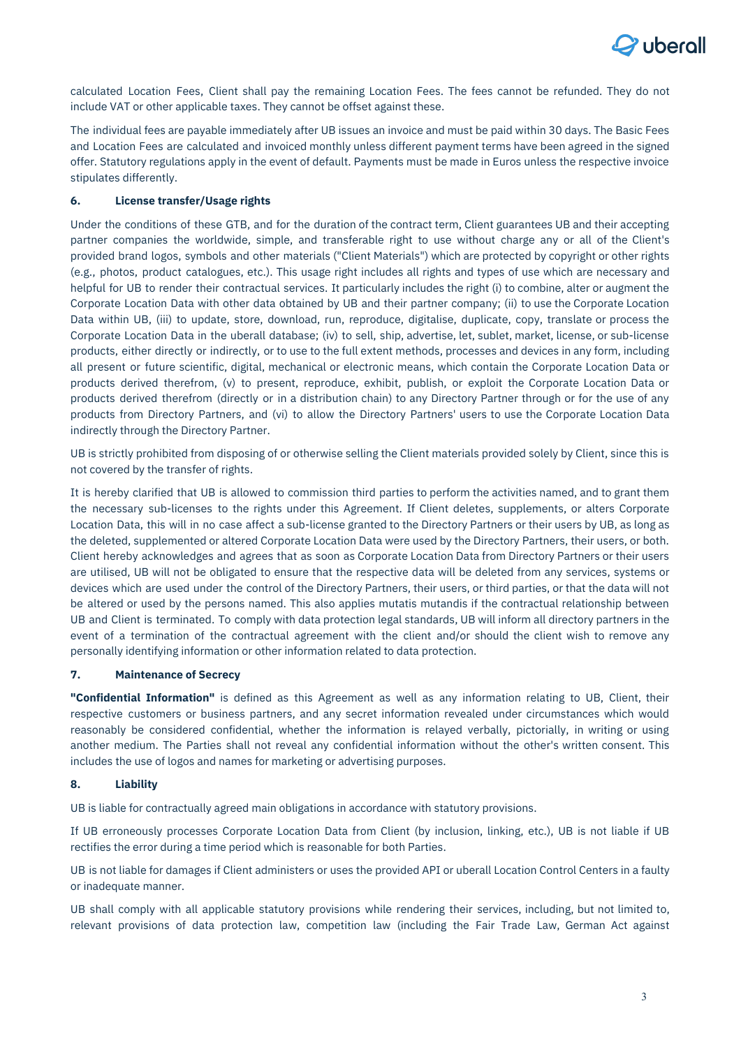calculated Location Fees, Client shall pay the remaining Location Fees. The fees cannot be refunded. They do not include VAT or other applicable taxes. They cannot be offset against these.

The individual fees are payable immediately after UB issues an invoice and must be paid within 30 days. The Basic Fees and Location Fees are calculated and invoiced monthly unless different payment terms have been agreed in the signed offer. Statutory regulations apply in the event of default. Payments must be made in Euros unless the respective invoice stipulates differently.

#### 6. License transfer/Usage rights

Under the conditions of these GTB, and for the duration of the contract term, Client guarantees UB and their accepting partner companies the worldwide, simple, and transferable right to use without charge any or all of the Client's provided brand logos, symbols and other materials ("Client Materials") which are protected by copyright or other rights (e.g., photos, product catalogues, etc.). This usage right includes all rights and types of use which are necessary and helpful for UB to render their contractual services. It particularly includes the right (i) to combine, alter or augment the Corporate Location Data with other data obtained by UB and their partner company; (ii) to use the Corporate Location Data within UB, (iii) to update, store, download, run, reproduce, digitalise, duplicate, copy, translate or process the Corporate Location Data in the uberall database; (iv) to sell, ship, advertise, let, sublet, market, license, or sub-license products, either directly or indirectly, or to use to the full extent methods, processes and devices in any form, including all present or future scientific, digital, mechanical or electronic means, which contain the Corporate Location Data or products derived therefrom, (v) to present, reproduce, exhibit, publish, or exploit the Corporate Location Data or products derived therefrom (directly or in a distribution chain) to any Directory Partner through or for the use of any products from Directory Partners, and (vi) to allow the Directory Partners' users to use the Corporate Location Data indirectly through the Directory Partner.

UB is strictly prohibited from disposing of or otherwise selling the Client materials provided solely by Client, since this is not covered by the transfer of rights.

It is hereby clarified that UB is allowed to commission third parties to perform the activities named, and to grant them the necessary sub-licenses to the rights under this Agreement. If Client deletes, supplements, or alters Corporate Location Data, this will in no case affect a sub-license granted to the Directory Partners or their users by UB, as long as the deleted, supplemented or altered Corporate Location Data were used by the Directory Partners, their users, or both. Client hereby acknowledges and agrees that as soon as Corporate Location Data from Directory Partners or their users are utilised, UB will not be obligated to ensure that the respective data will be deleted from any services, systems or devices which are used under the control of the Directory Partners, their users, or third parties, or that the data will not be altered or used by the persons named. This also applies mutatis mutandis if the contractual relationship between UB and Client is terminated. To comply with data protection legal standards, UB will inform all directory partners in the event of a termination of the contractual agreement with the client and/or should the client wish to remove any personally identifying information or other information related to data protection.

#### 7. Maintenance of Secrecy

**"Confidential Information"** is defined as this Agreement as well as any information relating to UB, Client, their respective customers or business partners, and any secret information revealed under circumstances which would reasonably be considered confidential, whether the information is relayed verbally, pictorially, in writing or using another medium. The Parties shall not reveal any confidential information without the other's written consent. This includes the use of logos and names for marketing or advertising purposes.

#### 8. Liability

UB is liable for contractually agreed main obligations in accordance with statutory provisions.

If UB erroneously processes Corporate Location Data from Client (by inclusion, linking, etc.), UB is not liable if UB rectifies the error during a time period which is reasonable for both Parties.

UB is not liable for damages if Client administers or uses the provided API or uberall Location Control Centers in a faulty or inadequate manner.

UB shall comply with all applicable statutory provisions while rendering their services, including, but not limited to, relevant provisions of data protection law, competition law (including the Fair Trade Law, German Act against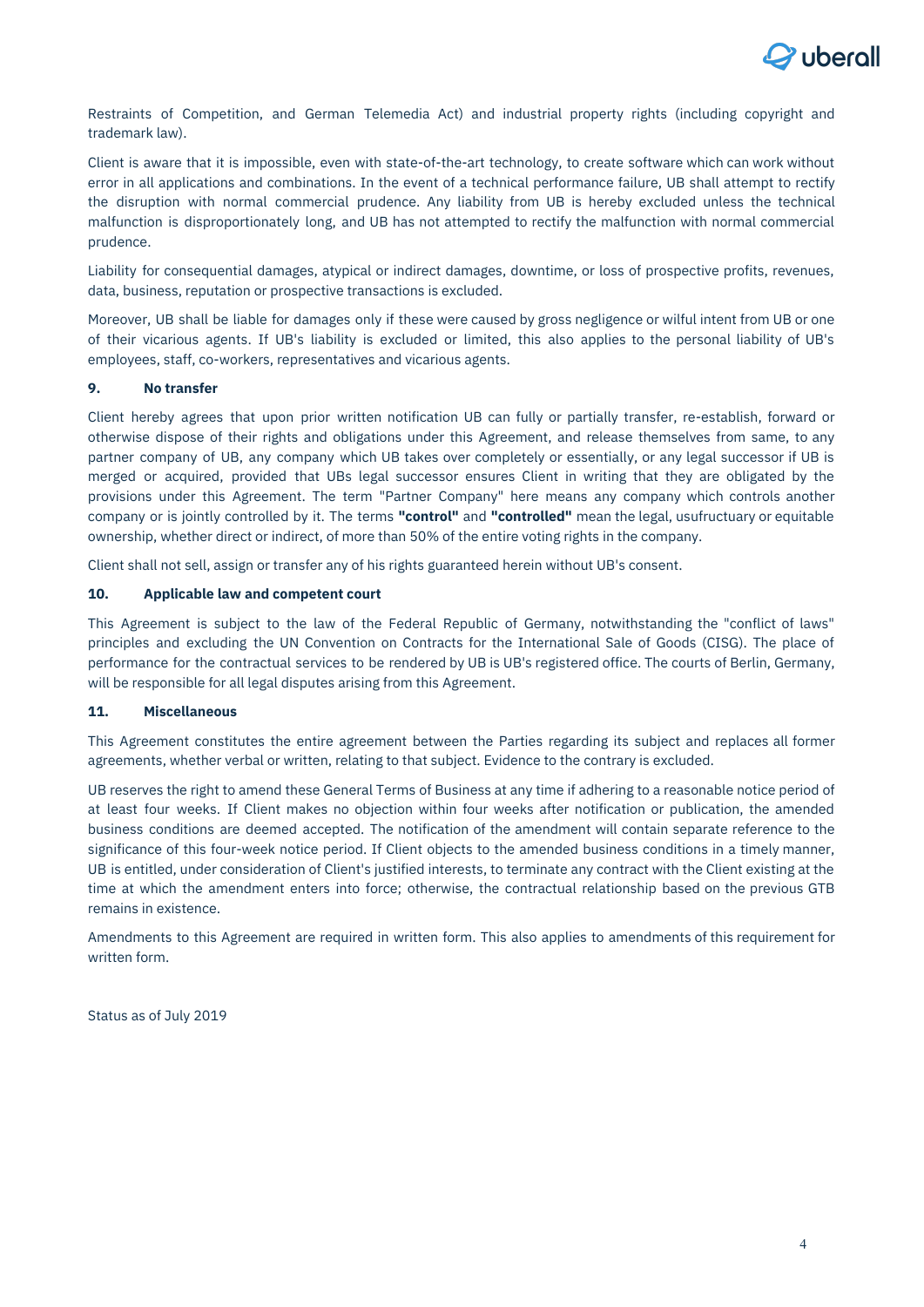Restraints of Competition, and German Telemedia Act) and industrial property rights (including copyright and trademark law).

Client is aware that it is impossible, even with state-of-the-art technology, to create software which can work without error in all applications and combinations. In the event of a technical performance failure, UB shall attempt to rectify the disruption with normal commercial prudence. Any liability from UB is hereby excluded unless the technical malfunction is disproportionately long, and UB has not attempted to rectify the malfunction with normal commercial prudence.

Liability for consequential damages, atypical or indirect damages, downtime, or loss of prospective profits, revenues, data, business, reputation or prospective transactions is excluded.

Moreover, UB shall be liable for damages only if these were caused by gross negligence or wilful intent from UB or one of their vicarious agents. If UB's liability is excluded or limited, this also applies to the personal liability of UB's employees, staff, co-workers, representatives and vicarious agents.

### 9. No transfer

Client hereby agrees that upon prior written notification UB can fully or partially transfer, re-establish, forward or otherwise dispose of their rights and obligations under this Agreement, and release themselves from same, to any partner company of UB, any company which UB takes over completely or essentially, or any legal successor if UB is merged or acquired, provided that UBs legal successor ensures Client in writing that they are obligated by the provisions under this Agreement. The term "Partner Company" here means any company which controls another company or is jointly controlled by it. The terms **"control"** and **"controlled"** mean the legal, usufructuary or equitable ownership, whether direct or indirect, of more than 50% of the entire voting rights in the company.

Client shall not sell, assign or transfer any of his rights guaranteed herein without UB's consent.

### 10. Applicable law and competent court

This Agreement is subject to the law of the Federal Republic of Germany, notwithstanding the "conflict of laws" principles and excluding the UN Convention on Contracts for the International Sale of Goods (CISG). The place of performance for the contractual services to be rendered by UB is UB's registered office. The courts of Berlin, Germany, will be responsible for all legal disputes arising from this Agreement.

### 11. Miscellaneous

This Agreement constitutes the entire agreement between the Parties regarding its subject and replaces all former agreements, whether verbal or written, relating to that subject. Evidence to the contrary is excluded.

UB reserves the right to amend these General Terms of Business at any time if adhering to a reasonable notice period of at least four weeks. If Client makes no objection within four weeks after notification or publication, the amended business conditions are deemed accepted. The notification of the amendment will contain separate reference to the significance of this four-week notice period. If Client objects to the amended business conditions in a timely manner, UB is entitled, under consideration of Client's justified interests, to terminate any contract with the Client existing at the time at which the amendment enters into force; otherwise, the contractual relationship based on the previous GTB remains in existence.

Amendments to this Agreement are required in written form. This also applies to amendments of this requirement for written form.

Status as of July 2019